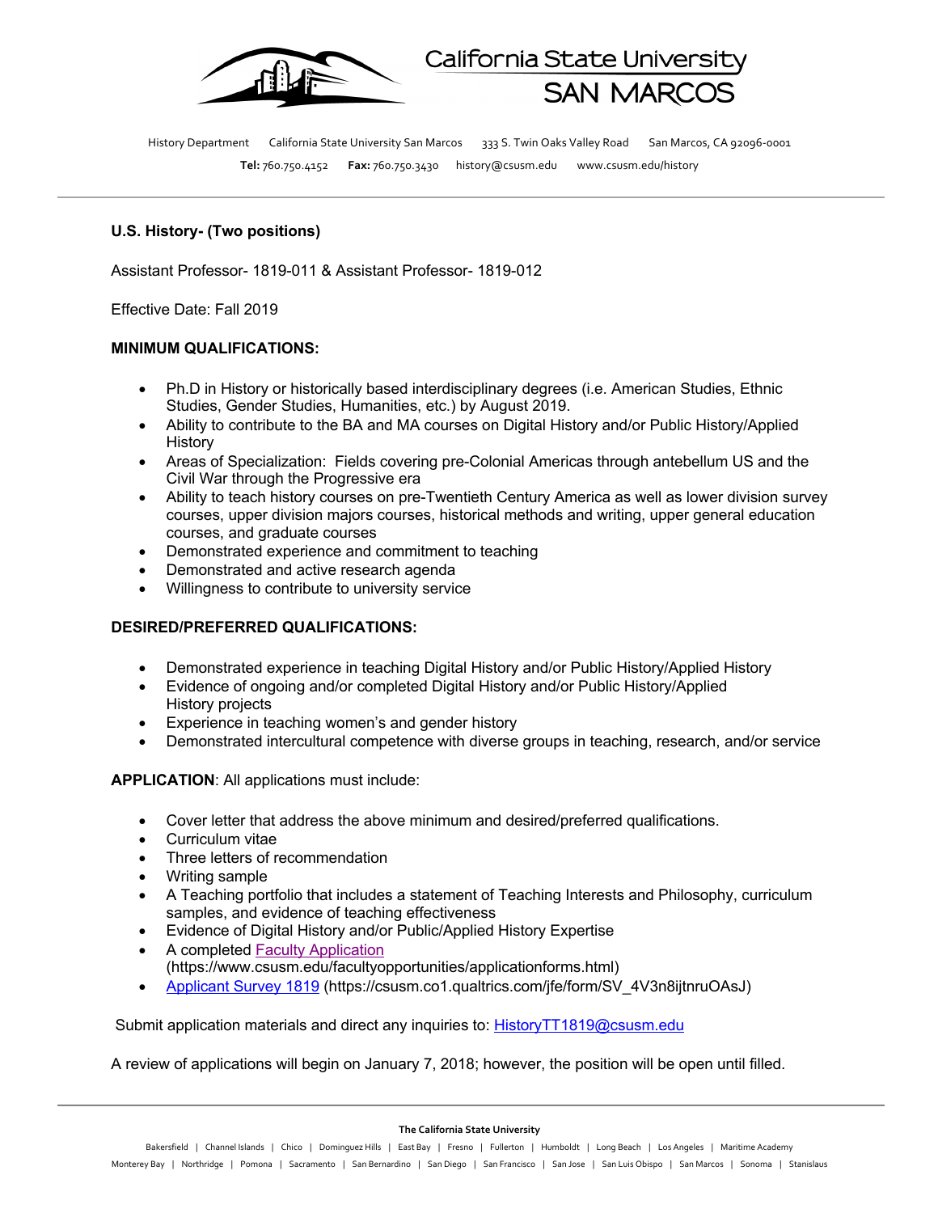California State University SAN MARCOS

History Department California State University San Marcos 333 S. Twin Oaks Valley Road San Marcos, CA 92096-0001
**Tel:** 760.750.4152 **Fax:** 760.750.3430 history@csusm.edu www.csusm.edu/history

---

**U.S. History- (Two positions)**

Assistant Professor- 1819-011 & Assistant Professor- 1819-012

Effective Date: Fall 2019

**MINIMUM QUALIFICATIONS:**

- Ph.D in History or historically based interdisciplinary degrees (i.e. American Studies, Ethnic Studies, Gender Studies, Humanities, etc.) by August 2019.
- Ability to contribute to the BA and MA courses on Digital History and/or Public History/Applied History
- Areas of Specialization: Fields covering pre-Colonial Americas through antebellum US and the Civil War through the Progressive era
- Ability to teach history courses on pre-Twentieth Century America as well as lower division survey courses, upper division majors courses, historical methods and writing, upper general education courses, and graduate courses
- Demonstrated experience and commitment to teaching
- Demonstrated and active research agenda
- Willingness to contribute to university service

**DESIRED/PREFERRED QUALIFICATIONS:**

- Demonstrated experience in teaching Digital History and/or Public History/Applied History
- Evidence of ongoing and/or completed Digital History and/or Public History/Applied History projects
- Experience in teaching women's and gender history
- Demonstrated intercultural competence with diverse groups in teaching, research, and/or service

**APPLICATION**: All applications must include:

- Cover letter that address the above minimum and desired/preferred qualifications.
- Curriculum vitae
- Three letters of recommendation
- Writing sample
- A Teaching portfolio that includes a statement of Teaching Interests and Philosophy, curriculum samples, and evidence of teaching effectiveness
- Evidence of Digital History and/or Public/Applied History Expertise
- A completed Faculty Application (https://www.csusm.edu/facultyopportunities/applicationforms.html)
- Applicant Survey 1819 (https://csusm.co1.qualtrics.com/jfe/form/SV_4V3n8ijtnruOAsJ)

Submit application materials and direct any inquiries to: HistoryTT1819@csusm.edu

A review of applications will begin on January 7, 2018; however, the position will be open until filled.

---

**The California State University**

Bakersfield | Channel Islands | Chico | Dominguez Hills | East Bay | Fresno | Fullerton | Humboldt | Long Beach | Los Angeles | Maritime Academy
Monterey Bay | Northridge | Pomona | Sacramento | San Bernardino | San Diego | San Francisco | San Jose | San Luis Obispo | San Marcos | Sonoma | Stanislaus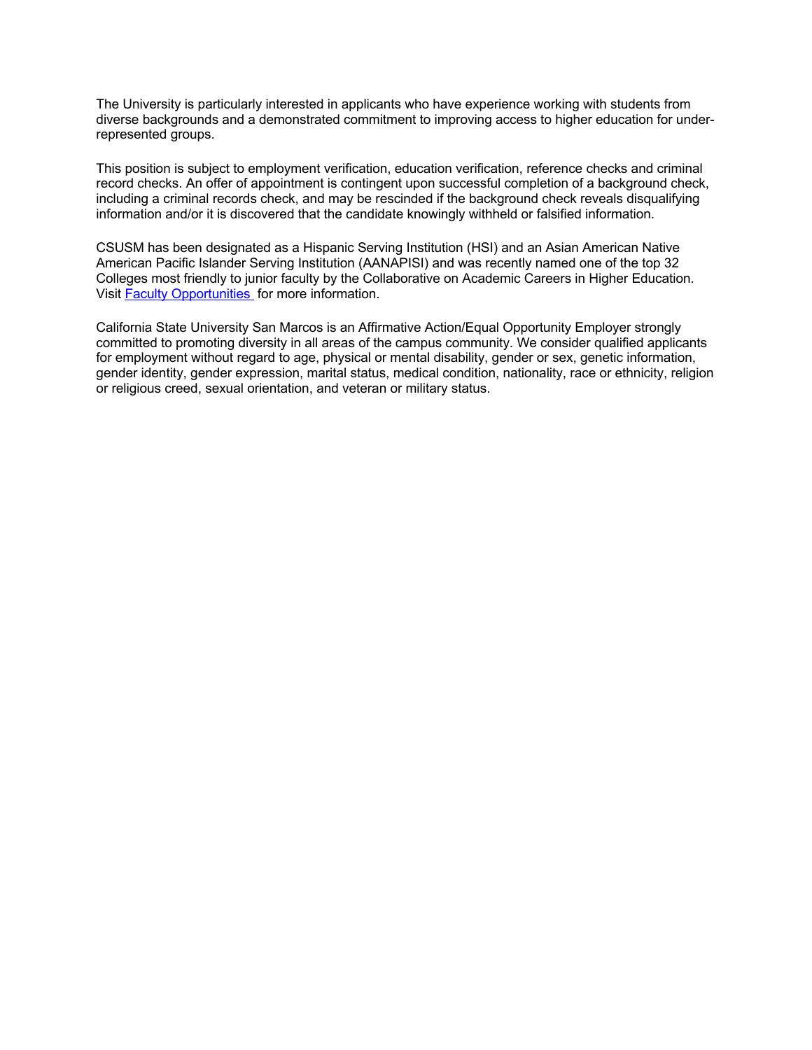The University is particularly interested in applicants who have experience working with students from diverse backgrounds and a demonstrated commitment to improving access to higher education for under-represented groups.

This position is subject to employment verification, education verification, reference checks and criminal record checks. An offer of appointment is contingent upon successful completion of a background check, including a criminal records check, and may be rescinded if the background check reveals disqualifying information and/or it is discovered that the candidate knowingly withheld or falsified information.

CSUSM has been designated as a Hispanic Serving Institution (HSI) and an Asian American Native American Pacific Islander Serving Institution (AANAPISI) and was recently named one of the top 32 Colleges most friendly to junior faculty by the Collaborative on Academic Careers in Higher Education. Visit [Faculty Opportunities](#) for more information.

California State University San Marcos is an Affirmative Action/Equal Opportunity Employer strongly committed to promoting diversity in all areas of the campus community. We consider qualified applicants for employment without regard to age, physical or mental disability, gender or sex, genetic information, gender identity, gender expression, marital status, medical condition, nationality, race or ethnicity, religion or religious creed, sexual orientation, and veteran or military status.